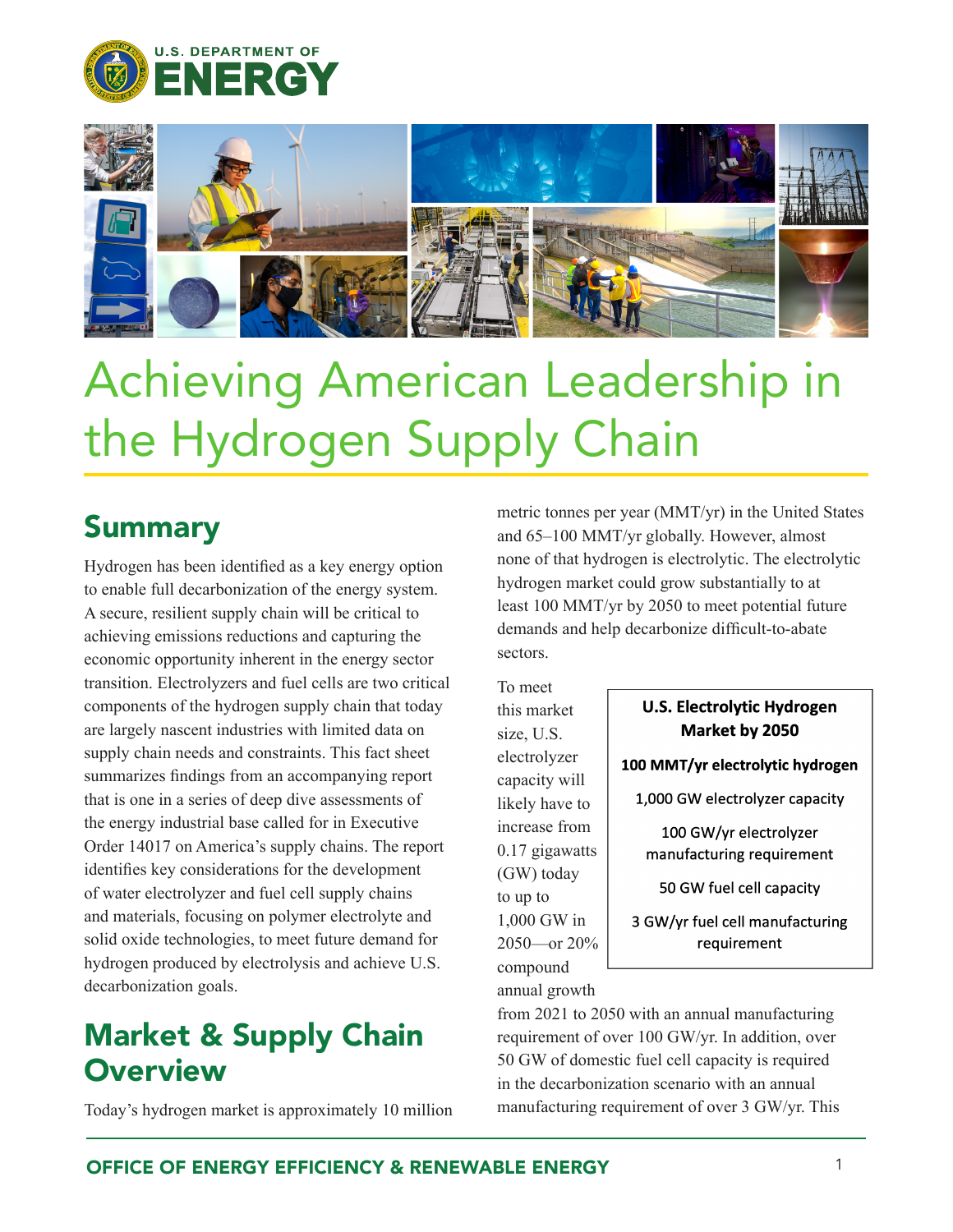# Achieving American Leadership in the Hydrogen Supply Chain

## Summary

Hydrogen has been identified as a key energy option to enable full decarbonization of the energy system. A secure, resilient supply chain will be critical to achieving emissions reductions and capturing the economic opportunity inherent in the energy sector transition. Electrolyzers and fuel cells are two critical components of the hydrogen supply chain that today are largely nascent industries with limited data on supply chain needs and constraints. This fact sheet summarizes findings from an accompanying report that is one in a series of deep dive assessments of the energy industrial base called for in Executive Order 14017 on America's supply chains. The report identifies key considerations for the development of water electrolyzer and fuel cell supply chains and materials, focusing on polymer electrolyte and solid oxide technologies, to meet future demand for hydrogen produced by electrolysis and achieve U.S. decarbonization goals.

## Market & Supply Chain Overview

Today's hydrogen market is approximately 10 million metric tonnes per year (MMT/yr) in the United States and 65–100 MMT/yr globally. However, almost none of that hydrogen is electrolytic. The electrolytic hydrogen market could grow substantially to at least 100 MMT/yr by 2050 to meet potential future demands and help decarbonize difficult-to-abate sectors.

To meet this market size, U.S. electrolyzer capacity will likely have to increase from 0.17 gigawatts (GW) today to up to 1,000 GW in 2050—or 20% compound annual growth from 2021 to 2050 with an annual manufacturing requirement of over 100 GW/yr. In addition, over 50 GW of domestic fuel cell capacity is required in the decarbonization scenario with an annual manufacturing requirement of over 3 GW/yr. This

**U.S. Electrolytic Hydrogen Market by 2050**

**100 MMT/yr electrolytic hydrogen**

1,000 GW electrolyzer capacity

100 GW/yr electrolyzer manufacturing requirement

50 GW fuel cell capacity

3 GW/yr fuel cell manufacturing requirement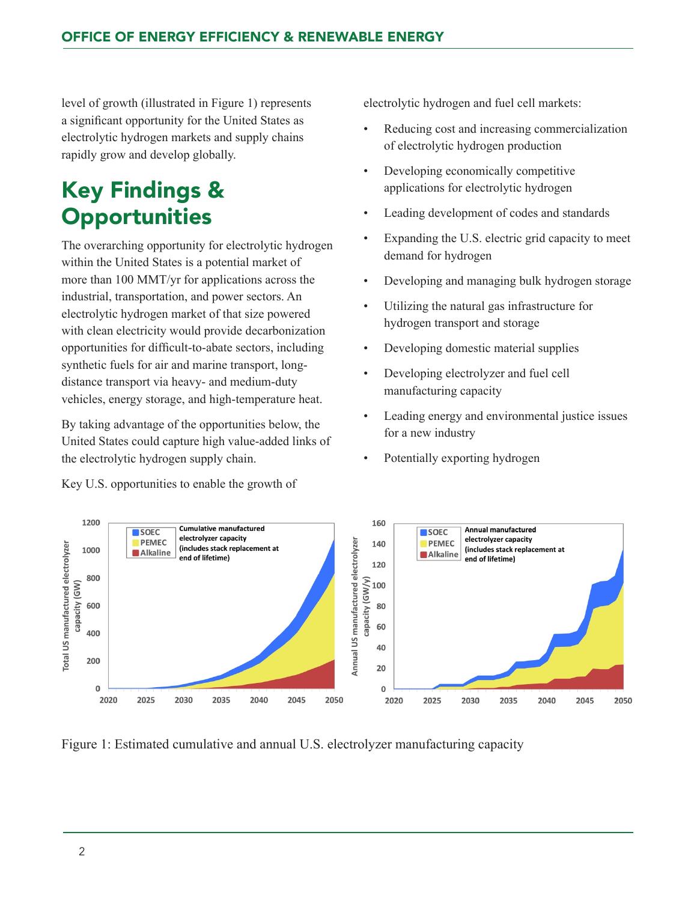level of growth (illustrated in Figure 1) represents a significant opportunity for the United States as electrolytic hydrogen markets and supply chains rapidly grow and develop globally.

# Key Findings & Opportunities

The overarching opportunity for electrolytic hydrogen within the United States is a potential market of more than 100 MMT/yr for applications across the industrial, transportation, and power sectors. An electrolytic hydrogen market of that size powered with clean electricity would provide decarbonization opportunities for difficult-to-abate sectors, including synthetic fuels for air and marine transport, long-distance transport via heavy- and medium-duty vehicles, energy storage, and high-temperature heat.

By taking advantage of the opportunities below, the United States could capture high value-added links of the electrolytic hydrogen supply chain.

Key U.S. opportunities to enable the growth of electrolytic hydrogen and fuel cell markets:

- Reducing cost and increasing commercialization of electrolytic hydrogen production
- Developing economically competitive applications for electrolytic hydrogen
- Leading development of codes and standards
- Expanding the U.S. electric grid capacity to meet demand for hydrogen
- Developing and managing bulk hydrogen storage
- Utilizing the natural gas infrastructure for hydrogen transport and storage
- Developing domestic material supplies
- Developing electrolyzer and fuel cell manufacturing capacity
- Leading energy and environmental justice issues for a new industry
- Potentially exporting hydrogen

Figure 1: Estimated cumulative and annual U.S. electrolyzer manufacturing capacity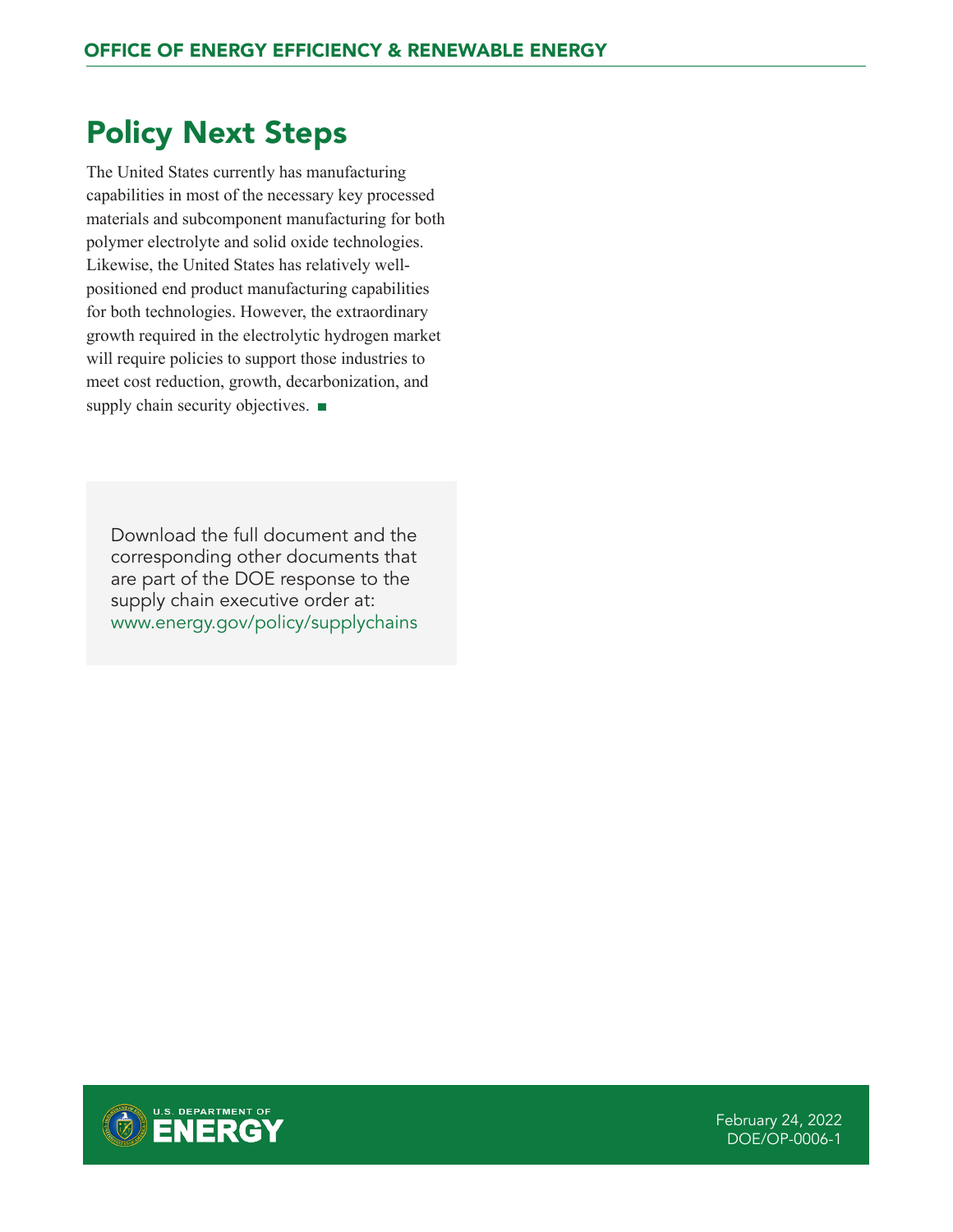## Policy Next Steps

The United States currently has manufacturing capabilities in most of the necessary key processed materials and subcomponent manufacturing for both polymer electrolyte and solid oxide technologies. Likewise, the United States has relatively well-positioned end product manufacturing capabilities for both technologies. However, the extraordinary growth required in the electrolytic hydrogen market will require policies to support those industries to meet cost reduction, growth, decarbonization, and supply chain security objectives. ■

Download the full document and the corresponding other documents that are part of the DOE response to the supply chain executive order at: www.energy.gov/policy/supplychains

February 24, 2022
DOE/OP-0006-1